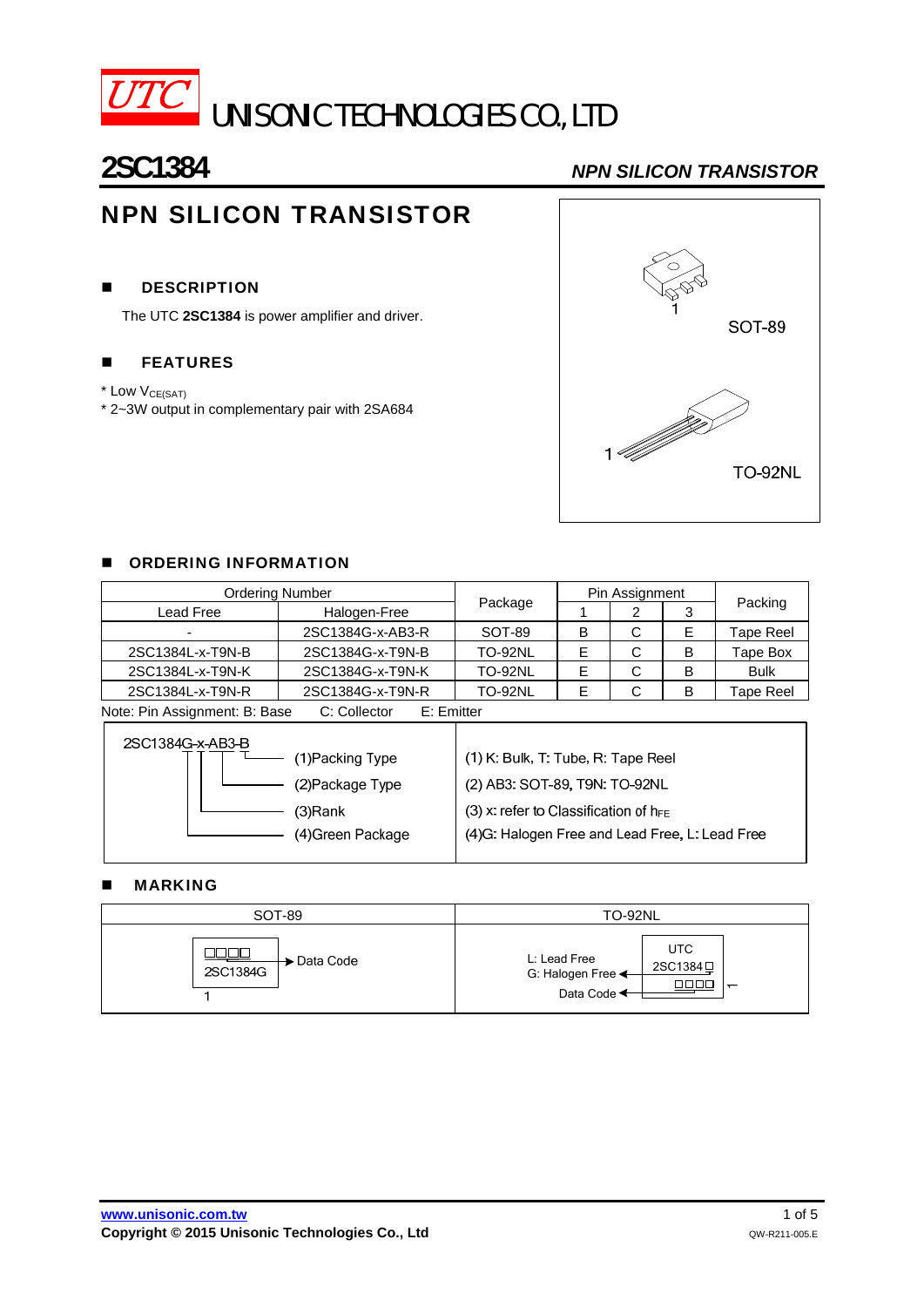# UTC UNISONIC TECHNOLOGIES CO., LTD

## 2SC1384 — NPN SILICON TRANSISTOR

# NPN SILICON TRANSISTOR

## ■ DESCRIPTION

The UTC **2SC1384** is power amplifier and driver.

## ■ FEATURES

* Low $V_{CE(SAT)}$
* 2~3W output in complementary pair with 2SA684

SOT-89

TO-92NL

## ■ ORDERING INFORMATION

| Ordering Number | | Package | Pin Assignment | | | Packing |
|---|---|---|---|---|---|---|
| Lead Free | Halogen-Free | | 1 | 2 | 3 | |
| - | 2SC1384G-x-AB3-R | SOT-89 | B | C | E | Tape Reel |
| 2SC1384L-x-T9N-B | 2SC1384G-x-T9N-B | TO-92NL | E | C | B | Tape Box |
| 2SC1384L-x-T9N-K | 2SC1384G-x-T9N-K | TO-92NL | E | C | B | Bulk |
| 2SC1384L-x-T9N-R | 2SC1384G-x-T9N-R | TO-92NL | E | C | B | Tape Reel |

Note: Pin Assignment: B: Base C: Collector E: Emitter

2SC1384G-x-AB3-B

| | |
|---|---|
| (1)Packing Type | (1) K: Bulk, T: Tube, R: Tape Reel |
| (2)Package Type | (2) AB3: SOT-89, T9N: TO-92NL |
| (3)Rank | (3) x: refer to Classification of $h_{FE}$ |
| (4)Green Package | (4)G: Halogen Free and Lead Free, L: Lead Free |

## ■ MARKING

| SOT-89 | TO-92NL |
|---|---|
| □□□□ → Data Code<br>2SC1384G<br>1 | UTC<br>2SC1384□ ← L: Lead Free, G: Halogen Free<br>□□□□ ← Data Code |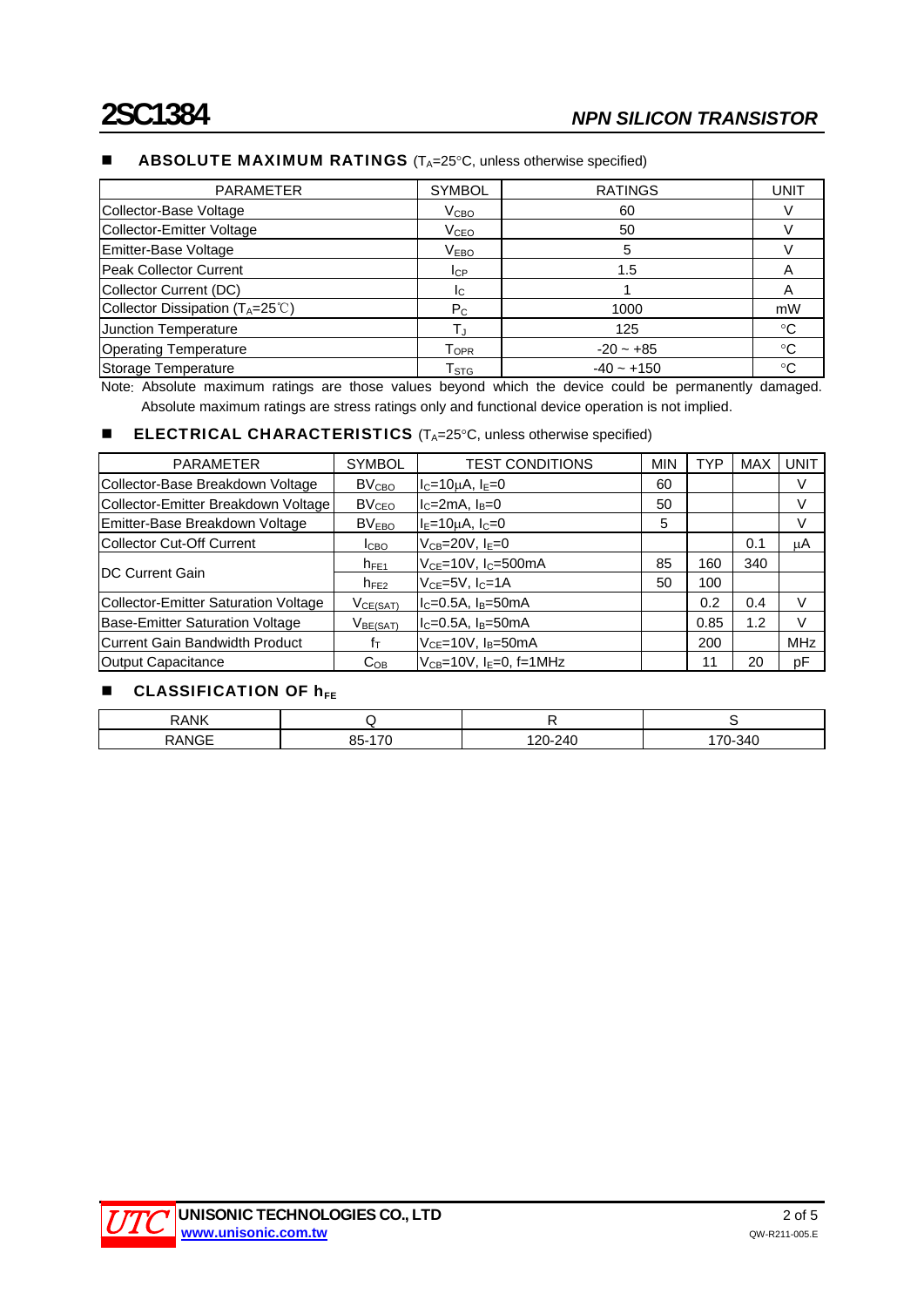## ■ ABSOLUTE MAXIMUM RATINGS ($T_A$=25°C, unless otherwise specified)

| PARAMETER | SYMBOL | RATINGS | UNIT |
|---|---|---|---|
| Collector-Base Voltage | $V_{CBO}$ | 60 | V |
| Collector-Emitter Voltage | $V_{CEO}$ | 50 | V |
| Emitter-Base Voltage | $V_{EBO}$ | 5 | V |
| Peak Collector Current | $I_{CP}$ | 1.5 | A |
| Collector Current (DC) | $I_C$ | 1 | A |
| Collector Dissipation ($T_A$=25℃) | $P_C$ | 1000 | mW |
| Junction Temperature | $T_J$ | 125 | °C |
| Operating Temperature | $T_{OPR}$ | -20 ~ +85 | °C |
| Storage Temperature | $T_{STG}$ | -40 ~ +150 | °C |

Note: Absolute maximum ratings are those values beyond which the device could be permanently damaged. Absolute maximum ratings are stress ratings only and functional device operation is not implied.

## ■ ELECTRICAL CHARACTERISTICS ($T_A$=25°C, unless otherwise specified)

| PARAMETER | SYMBOL | TEST CONDITIONS | MIN | TYP | MAX | UNIT |
|---|---|---|---|---|---|---|
| Collector-Base Breakdown Voltage | $BV_{CBO}$ | $I_C$=10μA, $I_E$=0 | 60 | | | V |
| Collector-Emitter Breakdown Voltage | $BV_{CEO}$ | $I_C$=2mA, $I_B$=0 | 50 | | | V |
| Emitter-Base Breakdown Voltage | $BV_{EBO}$ | $I_E$=10μA, $I_C$=0 | 5 | | | V |
| Collector Cut-Off Current | $I_{CBO}$ | $V_{CB}$=20V, $I_E$=0 | | | 0.1 | μA |
| DC Current Gain | $h_{FE1}$ | $V_{CE}$=10V, $I_C$=500mA | 85 | 160 | 340 | |
| | $h_{FE2}$ | $V_{CE}$=5V, $I_C$=1A | 50 | 100 | | |
| Collector-Emitter Saturation Voltage | $V_{CE(SAT)}$ | $I_C$=0.5A, $I_B$=50mA | | 0.2 | 0.4 | V |
| Base-Emitter Saturation Voltage | $V_{BE(SAT)}$ | $I_C$=0.5A, $I_B$=50mA | | 0.85 | 1.2 | V |
| Current Gain Bandwidth Product | $f_T$ | $V_{CE}$=10V, $I_B$=50mA | | 200 | | MHz |
| Output Capacitance | $C_{OB}$ | $V_{CB}$=10V, $I_E$=0, f=1MHz | | 11 | 20 | pF |

## ■ CLASSIFICATION OF $h_{FE}$

| RANK | Q | R | S |
|---|---|---|---|
| RANGE | 85-170 | 120-240 | 170-340 |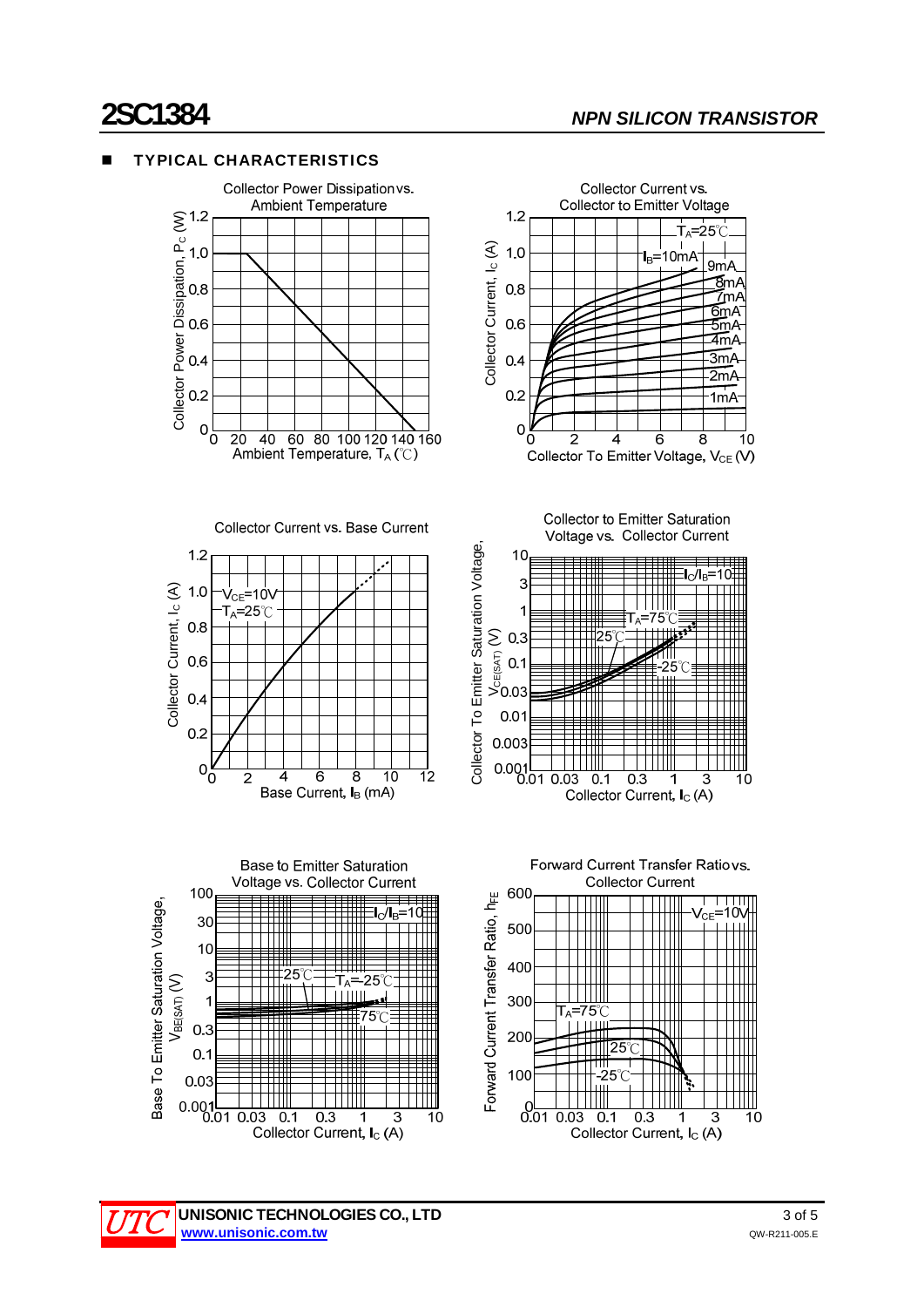## ■ TYPICAL CHARACTERISTICS

Collector Power Dissipation vs. Ambient Temperature

Collector Power Dissipation, $P_C$ (W)

Ambient Temperature, $T_A$ (℃)

Collector Current vs. Collector to Emitter Voltage

$T_A$=25℃

$I_B$=10mA, 9mA, 8mA, 7mA, 6mA, 5mA, 4mA, 3mA, 2mA, 1mA

Collector Current, $I_C$ (A)

Collector To Emitter Voltage, $V_{CE}$ (V)

Collector Current vs. Base Current

$V_{CE}$=10V

$T_A$=25℃

Collector Current, $I_C$ (A)

Base Current, $I_B$ (mA)

Collector to Emitter Saturation Voltage vs. Collector Current

$I_C/I_B$=10

$T_A$=75℃, 25℃, -25℃

Collector To Emitter Saturation Voltage, $V_{CE(SAT)}$ (V)

Collector Current, $I_C$ (A)

Base to Emitter Saturation Voltage vs. Collector Current

$I_C/I_B$=10

$T_A$=-25℃, 25℃, 75℃

Base To Emitter Saturation Voltage, $V_{BE(SAT)}$ (V)

Collector Current, $I_C$ (A)

Forward Current Transfer Ratio vs. Collector Current

$V_{CE}$=10V

$T_A$=75℃, 25℃, -25℃

Forward Current Transfer Ratio, $h_{FE}$

Collector Current, $I_C$ (A)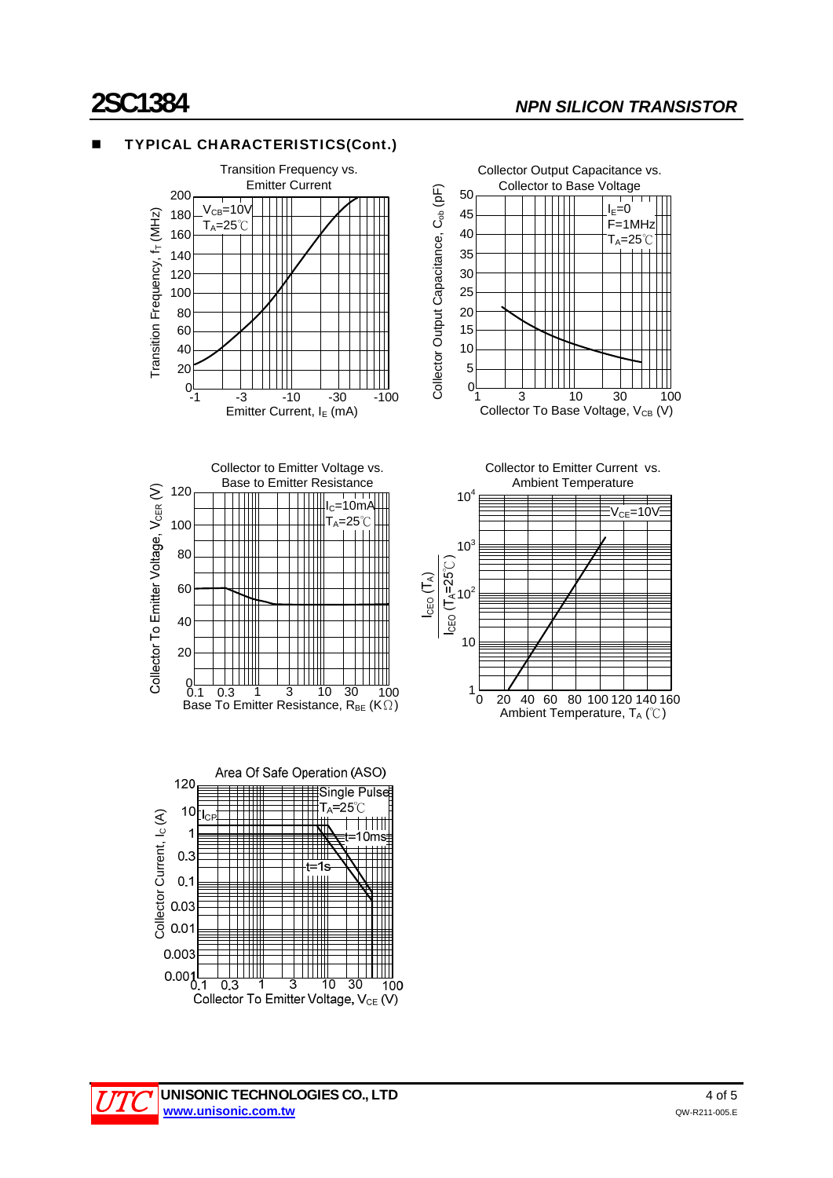## TYPICAL CHARACTERISTICS(Cont.)

Transition Frequency vs. Emitter Current

$V_{CB}$=10V
$T_A$=25℃

Transition Frequency, $f_T$ (MHz)

Emitter Current, $I_E$ (mA)

Collector Output Capacitance vs. Collector to Base Voltage

$I_E$=0
F=1MHz
$T_A$=25℃

Collector Output Capacitance, $C_{ob}$ (pF)

Collector To Base Voltage, $V_{CB}$ (V)

Collector to Emitter Voltage vs. Base to Emitter Resistance

$I_C$=10mA
$T_A$=25℃

Collector To Emitter Voltage, $V_{CER}$ (V)

Base To Emitter Resistance, $R_{BE}$ (KΩ)

Collector to Emitter Current vs. Ambient Temperature

$V_{CE}$=10V

$\frac{I_{CEO}(T_A)}{I_{CEO}(T_A=25℃)}$

Ambient Temperature, $T_A$ (℃)

Area Of Safe Operation (ASO)

Single Pulse
$T_A$=25℃

$I_{CP}$

t=10ms

t=1s

Collector Current, $I_C$ (A)

Collector To Emitter Voltage, $V_{CE}$ (V)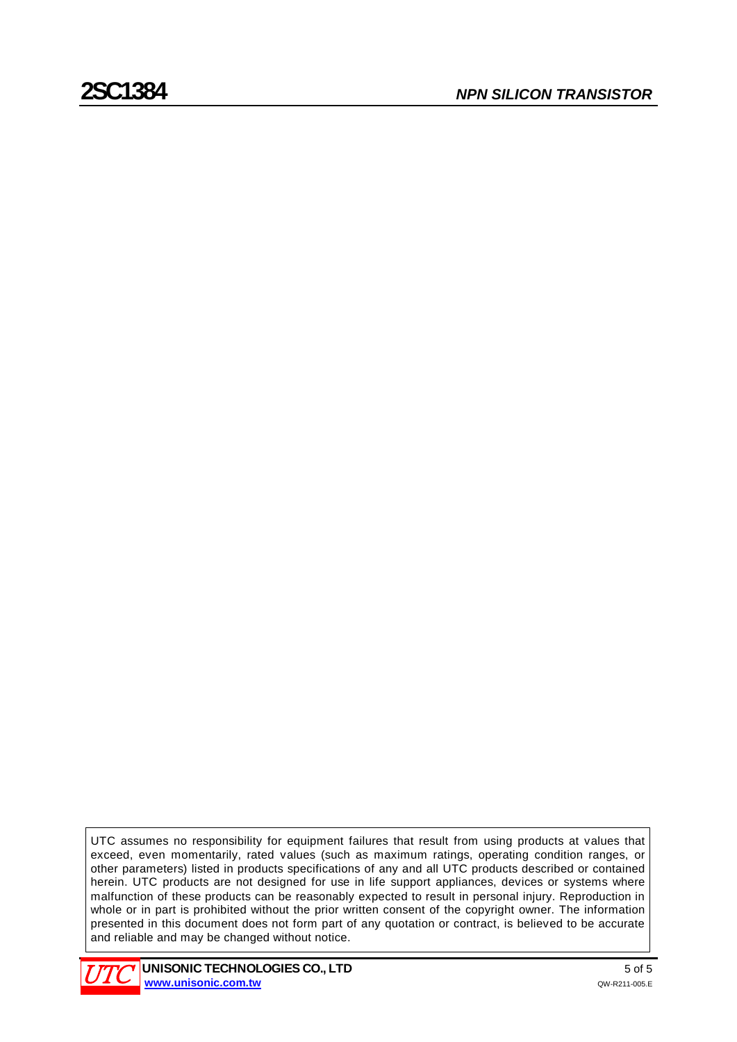UTC assumes no responsibility for equipment failures that result from using products at values that exceed, even momentarily, rated values (such as maximum ratings, operating condition ranges, or other parameters) listed in products specifications of any and all UTC products described or contained herein. UTC products are not designed for use in life support appliances, devices or systems where malfunction of these products can be reasonably expected to result in personal injury. Reproduction in whole or in part is prohibited without the prior written consent of the copyright owner. The information presented in this document does not form part of any quotation or contract, is believed to be accurate and reliable and may be changed without notice.